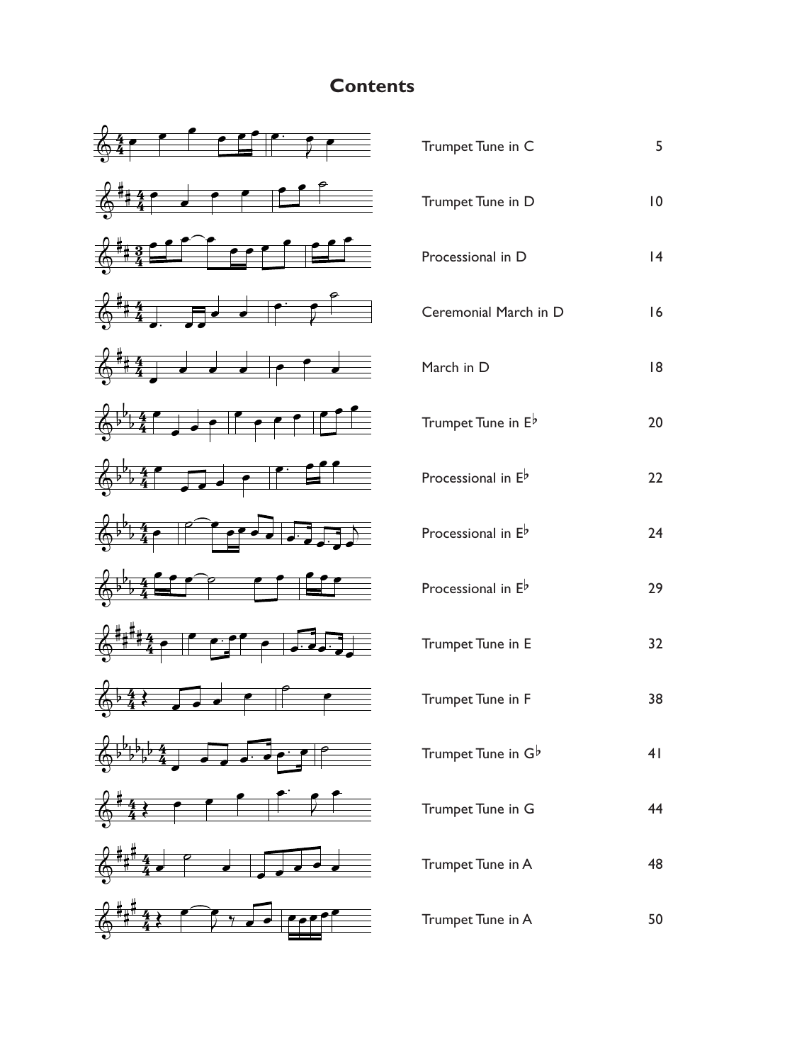# Contents

| | |
|---|---|
| Trumpet Tune in C | 5 |
| Trumpet Tune in D | 10 |
| Processional in D | 14 |
| Ceremonial March in D | 16 |
| March in D | 18 |
| Trumpet Tune in E♭ | 20 |
| Processional in E♭ | 22 |
| Processional in E♭ | 24 |
| Processional in E♭ | 29 |
| Trumpet Tune in E | 32 |
| Trumpet Tune in F | 38 |
| Trumpet Tune in G♭ | 41 |
| Trumpet Tune in G | 44 |
| Trumpet Tune in A | 48 |
| Trumpet Tune in A | 50 |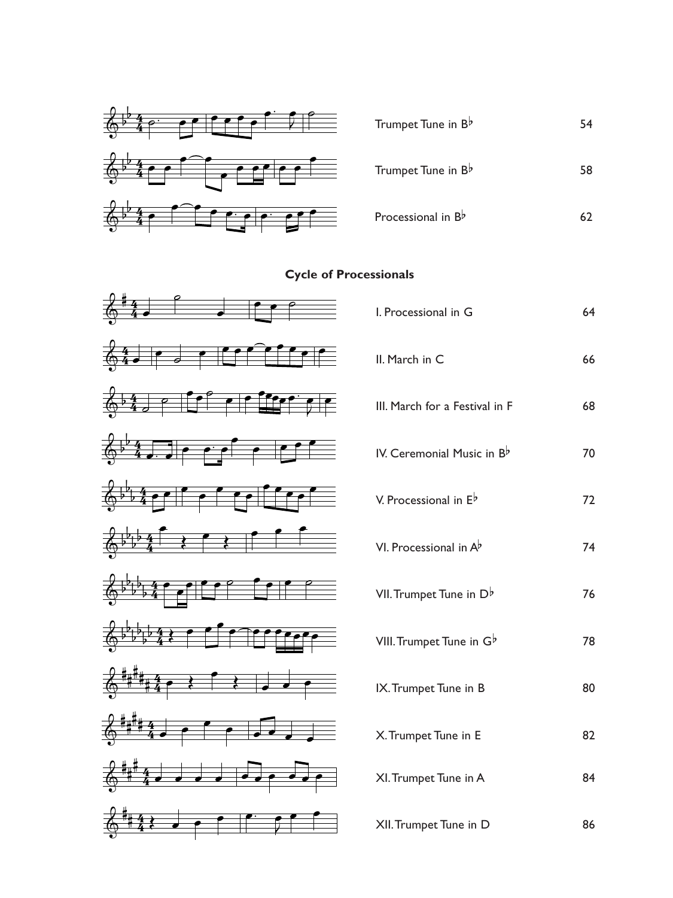Trumpet Tune in B♭ 54

Trumpet Tune in B♭ 58

Processional in B♭ 62

**Cycle of Processionals**

I. Processional in G 64

II. March in C 66

III. March for a Festival in F 68

IV. Ceremonial Music in B♭ 70

V. Processional in E♭ 72

VI. Processional in A♭ 74

VII. Trumpet Tune in D♭ 76

VIII. Trumpet Tune in G♭ 78

IX. Trumpet Tune in B 80

X. Trumpet Tune in E 82

XI. Trumpet Tune in A 84

XII. Trumpet Tune in D 86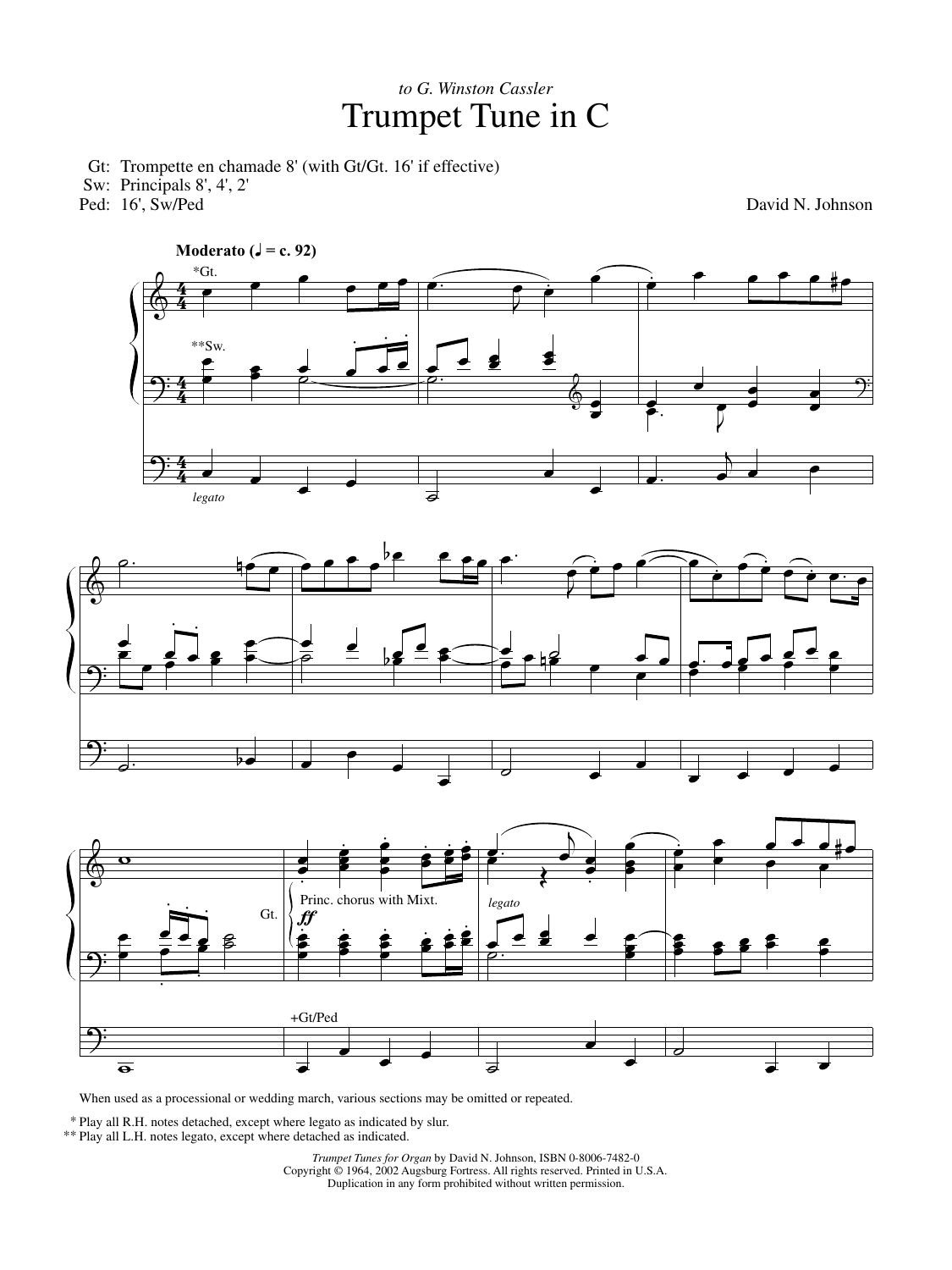*to G. Winston Cassler*

# Trumpet Tune in C

Gt: Trompette en chamade 8' (with Gt/Gt. 16' if effective)
Sw: Principals 8', 4', 2'
Ped: 16', Sw/Ped

David N. Johnson

**Moderato (♩ = c. 92)**

*Gt.

**Sw.

*legato*

Gt.

Princ. chorus with Mixt.

*ff*

*legato*

+Gt/Ped

When used as a processional or wedding march, various sections may be omitted or repeated.

\* Play all R.H. notes detached, except where legato as indicated by slur.
\*\* Play all L.H. notes legato, except where detached as indicated.

*Trumpet Tunes for Organ* by David N. Johnson, ISBN 0-8006-7482-0
Copyright © 1964, 2002 Augsburg Fortress. All rights reserved. Printed in U.S.A.
Duplication in any form prohibited without written permission.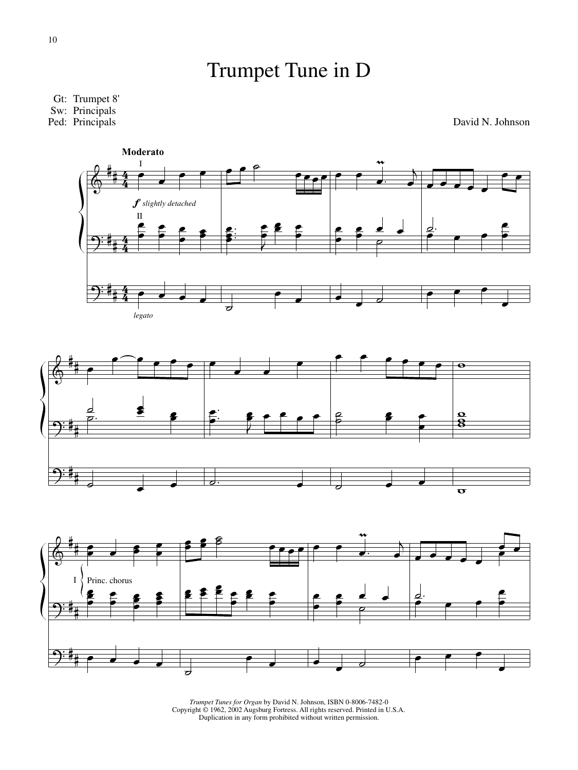# Trumpet Tune in D

Gt: Trumpet 8'
Sw: Principals
Ped: Principals

David N. Johnson

**Moderato**

*Trumpet Tunes for Organ* by David N. Johnson, ISBN 0-8006-7482-0
Copyright © 1962, 2002 Augsburg Fortress. All rights reserved. Printed in U.S.A.
Duplication in any form prohibited without written permission.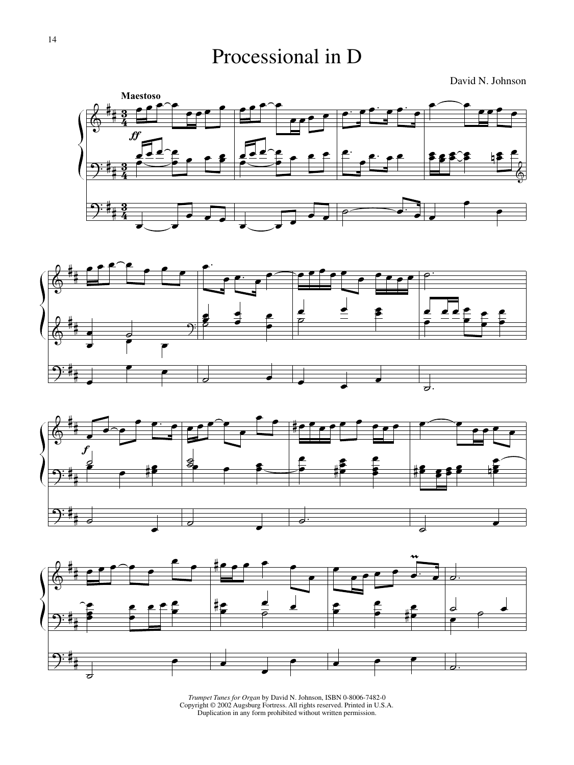# Processional in D

David N. Johnson

*Trumpet Tunes for Organ* by David N. Johnson, ISBN 0-8006-7482-0
Copyright © 2002 Augsburg Fortress. All rights reserved. Printed in U.S.A.
Duplication in any form prohibited without written permission.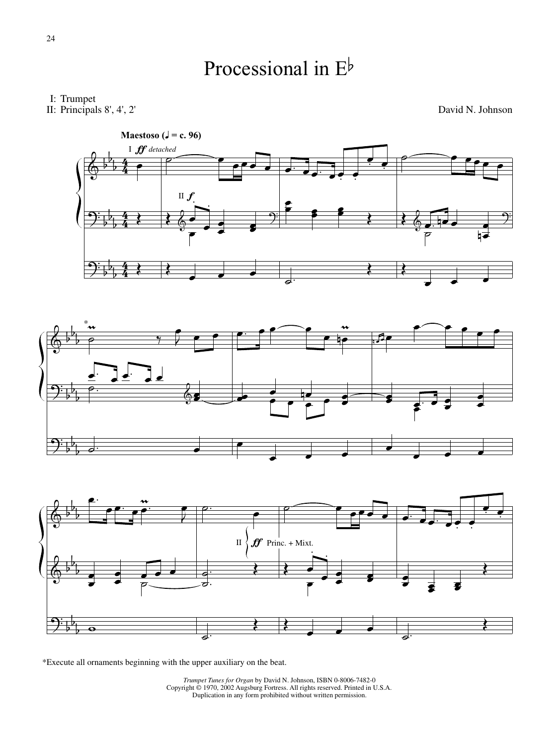# Processional in E♭

I: Trumpet
II: Principals 8', 4', 2'

David N. Johnson

*Execute all ornaments beginning with the upper auxiliary on the beat.

*Trumpet Tunes for Organ* by David N. Johnson, ISBN 0-8006-7482-0
Copyright © 1970, 2002 Augsburg Fortress. All rights reserved. Printed in U.S.A.
Duplication in any form prohibited without written permission.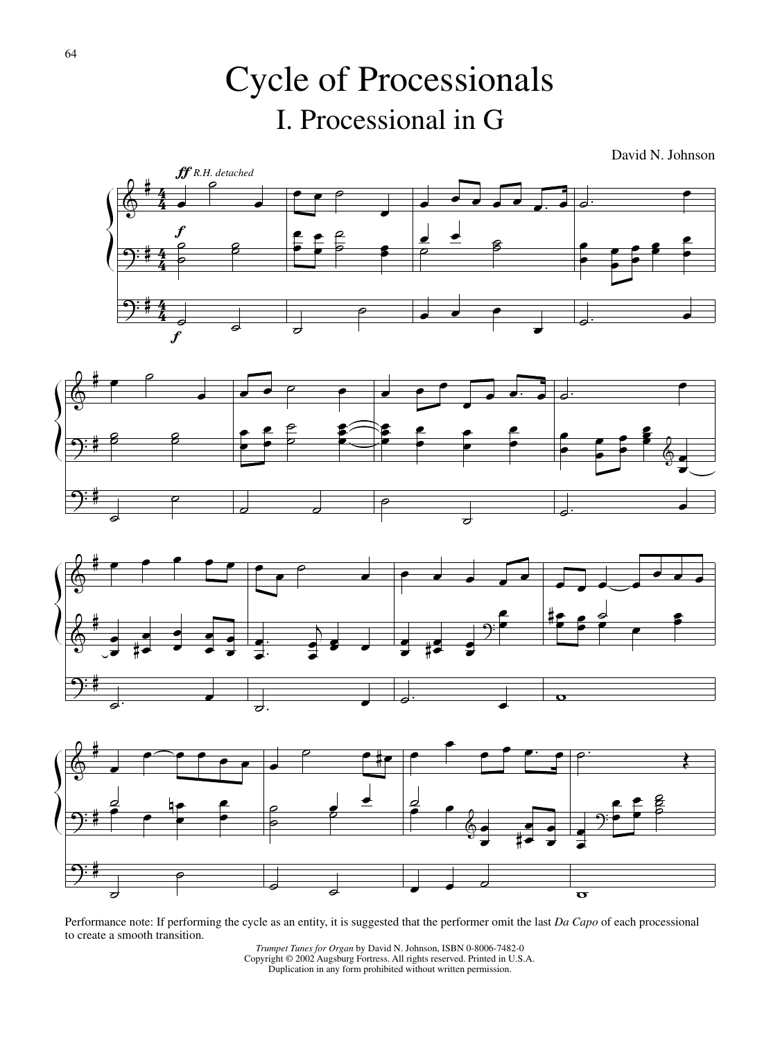# Cycle of Processionals

## I. Processional in G

David N. Johnson

Performance note: If performing the cycle as an entity, it is suggested that the performer omit the last *Da Capo* of each processional to create a smooth transition.

*Trumpet Tunes for Organ* by David N. Johnson, ISBN 0-8006-7482-0
Copyright © 2002 Augsburg Fortress. All rights reserved. Printed in U.S.A.
Duplication in any form prohibited without written permission.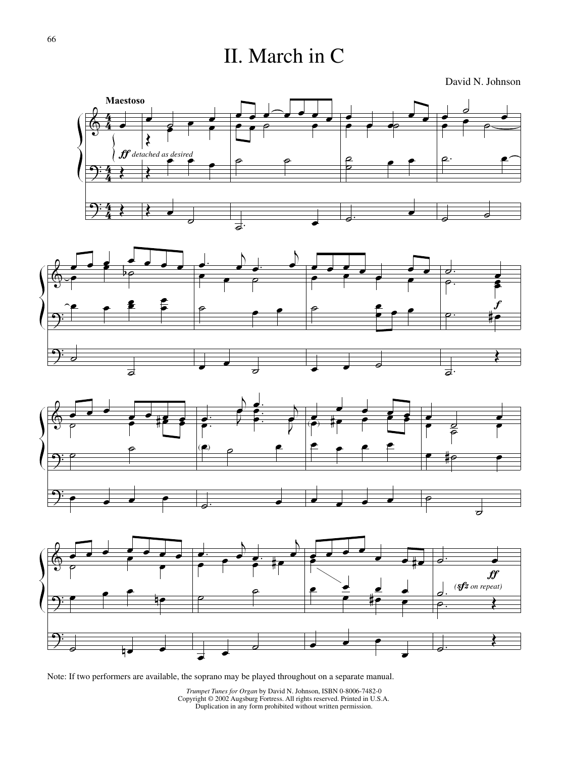# II. March in C

David N. Johnson

Note: If two performers are available, the soprano may be played throughout on a separate manual.

*Trumpet Tunes for Organ* by David N. Johnson, ISBN 0-8006-7482-0
Copyright © 2002 Augsburg Fortress. All rights reserved. Printed in U.S.A.
Duplication in any form prohibited without written permission.